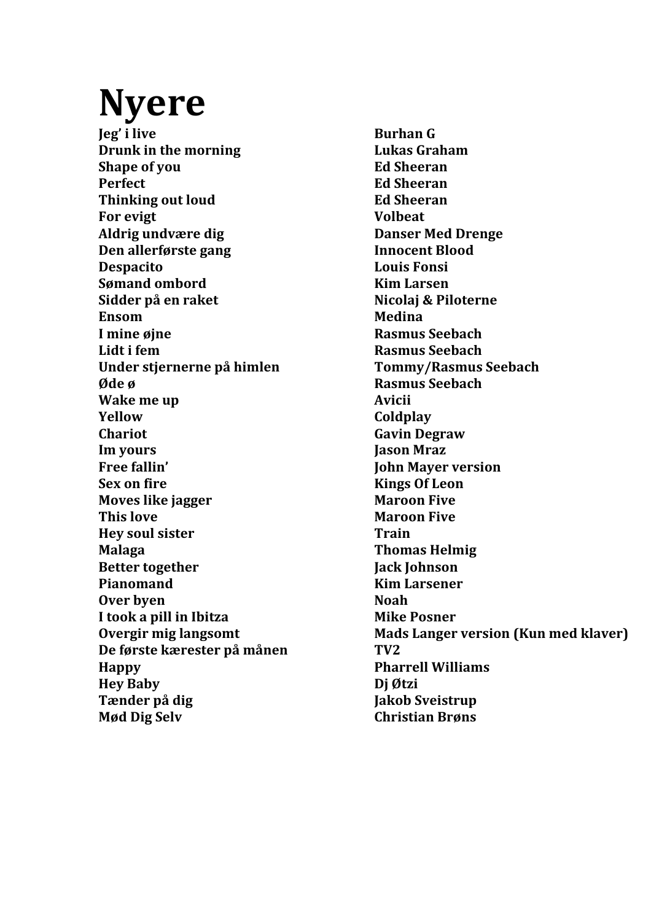# Nyere

| | |
|---|---|
| **Jeg' i live** | **Burhan G** |
| **Drunk in the morning** | **Lukas Graham** |
| **Shape of you** | **Ed Sheeran** |
| **Perfect** | **Ed Sheeran** |
| **Thinking out loud** | **Ed Sheeran** |
| **For evigt** | **Volbeat** |
| **Aldrig undvære dig** | **Danser Med Drenge** |
| **Den allerførste gang** | **Innocent Blood** |
| **Despacito** | **Louis Fonsi** |
| **Sømand ombord** | **Kim Larsen** |
| **Sidder på en raket** | **Nicolaj & Piloterne** |
| **Ensom** | **Medina** |
| **I mine øjne** | **Rasmus Seebach** |
| **Lidt i fem** | **Rasmus Seebach** |
| **Under stjernerne på himlen** | **Tommy/Rasmus Seebach** |
| **Øde ø** | **Rasmus Seebach** |
| **Wake me up** | **Avicii** |
| **Yellow** | **Coldplay** |
| **Chariot** | **Gavin Degraw** |
| **Im yours** | **Jason Mraz** |
| **Free fallin'** | **John Mayer version** |
| **Sex on fire** | **Kings Of Leon** |
| **Moves like jagger** | **Maroon Five** |
| **This love** | **Maroon Five** |
| **Hey soul sister** | **Train** |
| **Malaga** | **Thomas Helmig** |
| **Better together** | **Jack Johnson** |
| **Pianomand** | **Kim Larsener** |
| **Over byen** | **Noah** |
| **I took a pill in Ibitza** | **Mike Posner** |
| **Overgir mig langsomt** | **Mads Langer version (Kun med klaver)** |
| **De første kærester på månen** | **TV2** |
| **Happy** | **Pharrell Williams** |
| **Hey Baby** | **Dj Øtzi** |
| **Tænder på dig** | **Jakob Sveistrup** |
| **Mød Dig Selv** | **Christian Brøns** |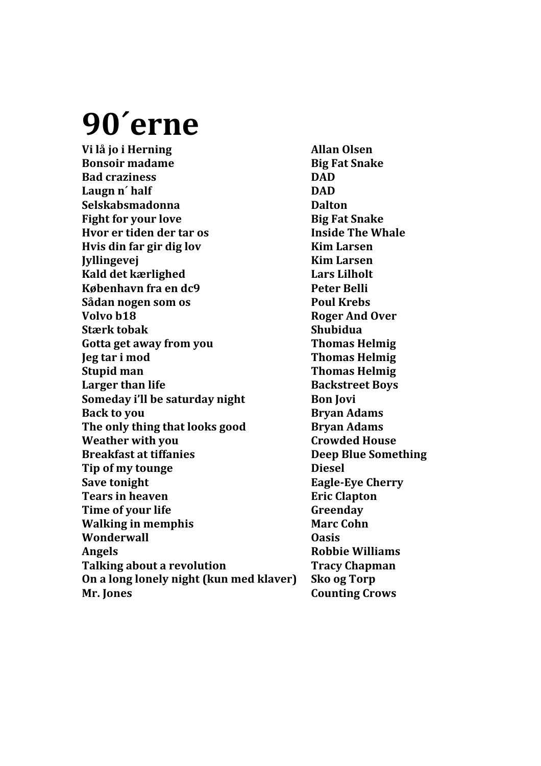# 90´erne

| | |
|---|---|
| **Vi lå jo i Herning** | **Allan Olsen** |
| **Bonsoir madame** | **Big Fat Snake** |
| **Bad craziness** | **DAD** |
| **Laugn n´ half** | **DAD** |
| **Selskabsmadonna** | **Dalton** |
| **Fight for your love** | **Big Fat Snake** |
| **Hvor er tiden der tar os** | **Inside The Whale** |
| **Hvis din far gir dig lov** | **Kim Larsen** |
| **Jyllingevej** | **Kim Larsen** |
| **Kald det kærlighed** | **Lars Lilholt** |
| **København fra en dc9** | **Peter Belli** |
| **Sådan nogen som os** | **Poul Krebs** |
| **Volvo b18** | **Roger And Over** |
| **Stærk tobak** | **Shubidua** |
| **Gotta get away from you** | **Thomas Helmig** |
| **Jeg tar i mod** | **Thomas Helmig** |
| **Stupid man** | **Thomas Helmig** |
| **Larger than life** | **Backstreet Boys** |
| **Someday i'll be saturday night** | **Bon Jovi** |
| **Back to you** | **Bryan Adams** |
| **The only thing that looks good** | **Bryan Adams** |
| **Weather with you** | **Crowded House** |
| **Breakfast at tiffanies** | **Deep Blue Something** |
| **Tip of my tounge** | **Diesel** |
| **Save tonight** | **Eagle-Eye Cherry** |
| **Tears in heaven** | **Eric Clapton** |
| **Time of your life** | **Greenday** |
| **Walking in memphis** | **Marc Cohn** |
| **Wonderwall** | **Oasis** |
| **Angels** | **Robbie Williams** |
| **Talking about a revolution** | **Tracy Chapman** |
| **On a long lonely night (kun med klaver)** | **Sko og Torp** |
| **Mr. Jones** | **Counting Crows** |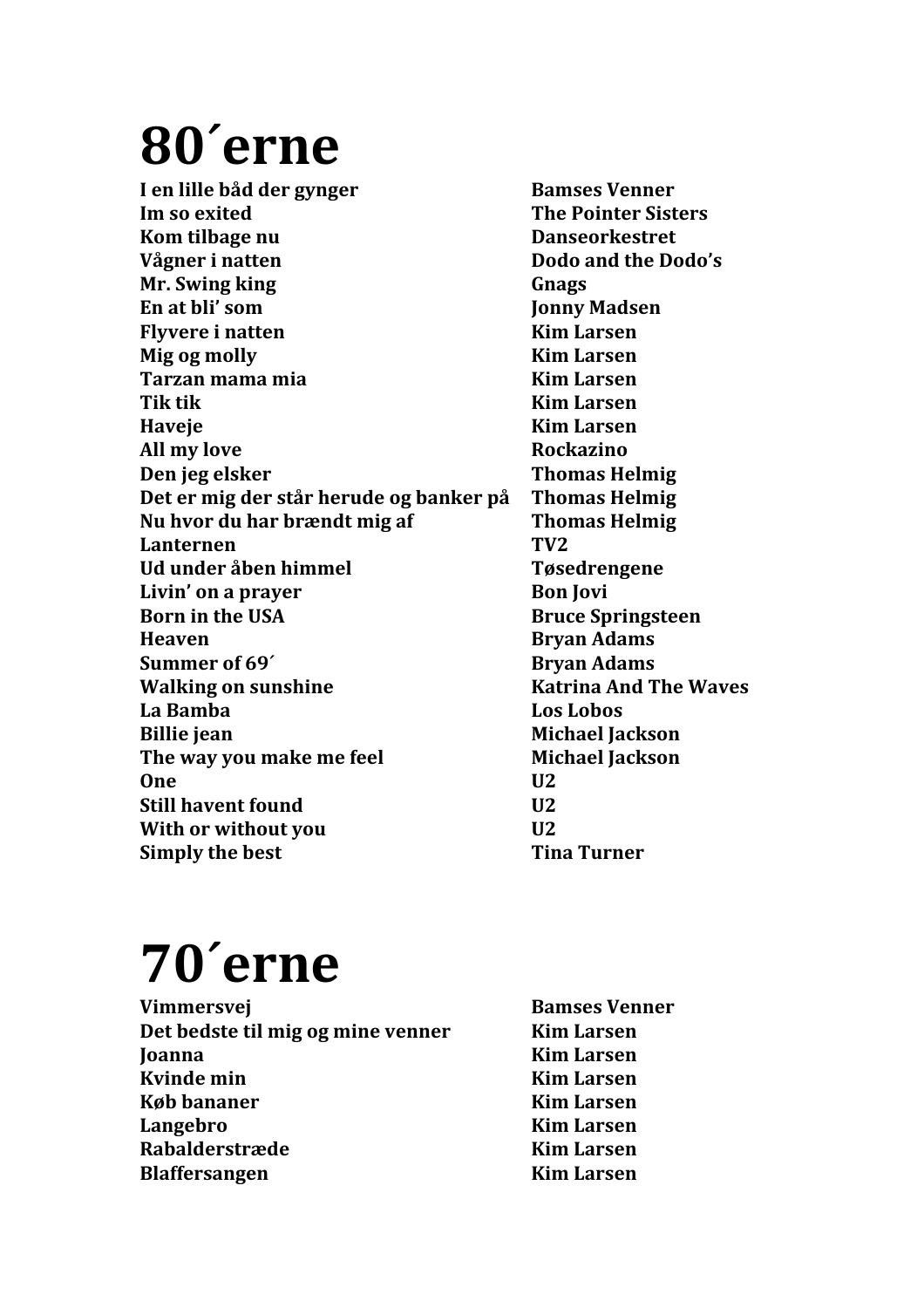# 80´erne

| | |
|---|---|
| **I en lille båd der gynger** | **Bamses Venner** |
| **Im so exited** | **The Pointer Sisters** |
| **Kom tilbage nu** | **Danseorkestret** |
| **Vågner i natten** | **Dodo and the Dodo's** |
| **Mr. Swing king** | **Gnags** |
| **En at bli' som** | **Jonny Madsen** |
| **Flyvere i natten** | **Kim Larsen** |
| **Mig og molly** | **Kim Larsen** |
| **Tarzan mama mia** | **Kim Larsen** |
| **Tik tik** | **Kim Larsen** |
| **Haveje** | **Kim Larsen** |
| **All my love** | **Rockazino** |
| **Den jeg elsker** | **Thomas Helmig** |
| **Det er mig der står herude og banker på** | **Thomas Helmig** |
| **Nu hvor du har brændt mig af** | **Thomas Helmig** |
| **Lanternen** | **TV2** |
| **Ud under åben himmel** | **Tøsedrengene** |
| **Livin' on a prayer** | **Bon Jovi** |
| **Born in the USA** | **Bruce Springsteen** |
| **Heaven** | **Bryan Adams** |
| **Summer of 69´** | **Bryan Adams** |
| **Walking on sunshine** | **Katrina And The Waves** |
| **La Bamba** | **Los Lobos** |
| **Billie jean** | **Michael Jackson** |
| **The way you make me feel** | **Michael Jackson** |
| **One** | **U2** |
| **Still havent found** | **U2** |
| **With or without you** | **U2** |
| **Simply the best** | **Tina Turner** |

# 70´erne

| | |
|---|---|
| **Vimmersvej** | **Bamses Venner** |
| **Det bedste til mig og mine venner** | **Kim Larsen** |
| **Joanna** | **Kim Larsen** |
| **Kvinde min** | **Kim Larsen** |
| **Køb bananer** | **Kim Larsen** |
| **Langebro** | **Kim Larsen** |
| **Rabalderstræde** | **Kim Larsen** |
| **Blaffersangen** | **Kim Larsen** |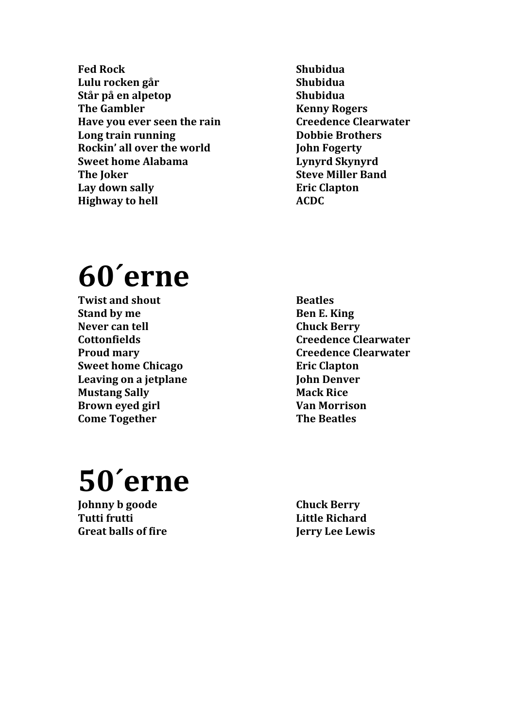| | |
|---|---|
| **Fed Rock** | **Shubidua** |
| **Lulu rocken går** | **Shubidua** |
| **Står på en alpetop** | **Shubidua** |
| **The Gambler** | **Kenny Rogers** |
| **Have you ever seen the rain** | **Creedence Clearwater** |
| **Long train running** | **Dobbie Brothers** |
| **Rockin' all over the world** | **John Fogerty** |
| **Sweet home Alabama** | **Lynyrd Skynyrd** |
| **The Joker** | **Steve Miller Band** |
| **Lay down sally** | **Eric Clapton** |
| **Highway to hell** | **ACDC** |

# 60´erne

| | |
|---|---|
| **Twist and shout** | **Beatles** |
| **Stand by me** | **Ben E. King** |
| **Never can tell** | **Chuck Berry** |
| **Cottonfields** | **Creedence Clearwater** |
| **Proud mary** | **Creedence Clearwater** |
| **Sweet home Chicago** | **Eric Clapton** |
| **Leaving on a jetplane** | **John Denver** |
| **Mustang Sally** | **Mack Rice** |
| **Brown eyed girl** | **Van Morrison** |
| **Come Together** | **The Beatles** |

# 50´erne

| | |
|---|---|
| **Johnny b goode** | **Chuck Berry** |
| **Tutti frutti** | **Little Richard** |
| **Great balls of fire** | **Jerry Lee Lewis** |